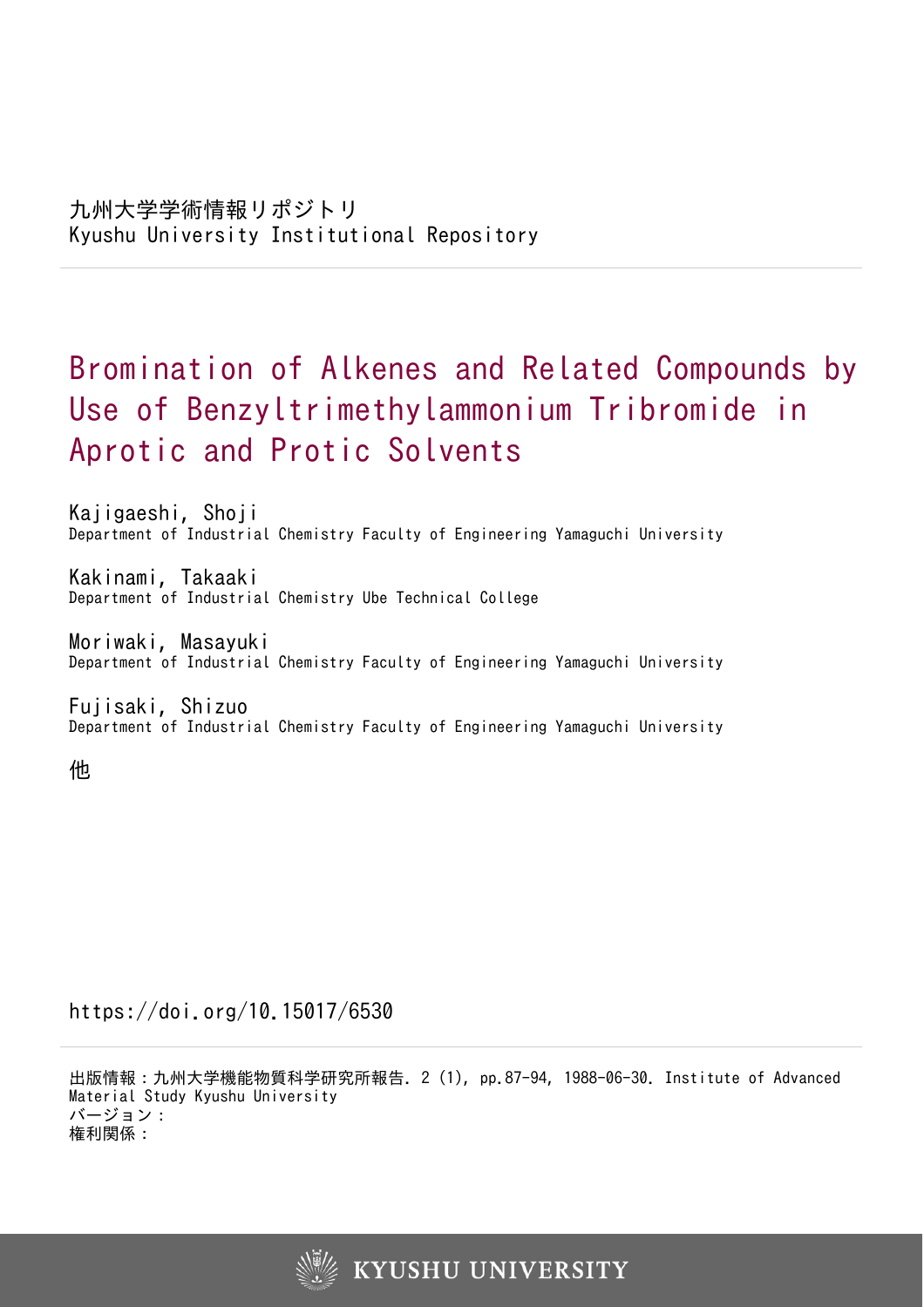九州大学学術情報リポジトリ
Kyushu University Institutional Repository

# Bromination of Alkenes and Related Compounds by Use of Benzyltrimethylammonium Tribromide in Aprotic and Protic Solvents

Kajigaeshi, Shoji
Department of Industrial Chemistry Faculty of Engineering Yamaguchi University

Kakinami, Takaaki
Department of Industrial Chemistry Ube Technical College

Moriwaki, Masayuki
Department of Industrial Chemistry Faculty of Engineering Yamaguchi University

Fujisaki, Shizuo
Department of Industrial Chemistry Faculty of Engineering Yamaguchi University

他

https://doi.org/10.15017/6530

出版情報：九州大学機能物質科学研究所報告. 2 (1), pp.87-94, 1988-06-30. Institute of Advanced Material Study Kyushu University
バージョン：
権利関係：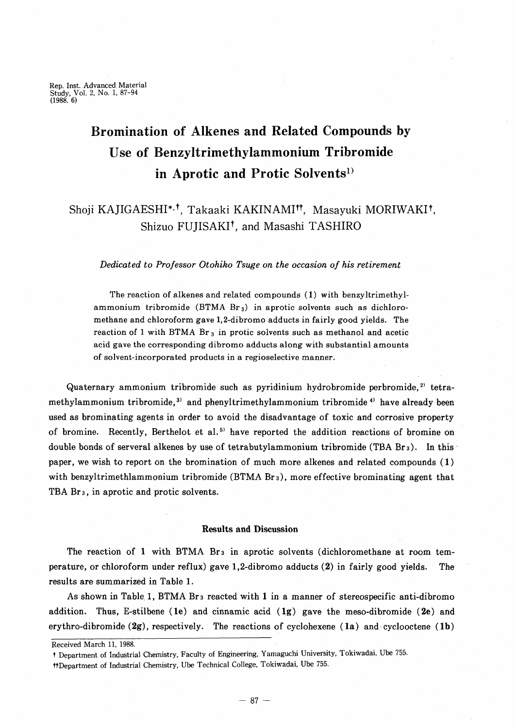# Bromination of Alkenes and Related Compounds by Use of Benzyltrimethylammonium Tribromide in Aprotic and Protic Solvents[1)]

Shoji KAJIGAESHI[*,†], Takaaki KAKINAMI[††], Masayuki MORIWAKI[†], Shizuo FUJISAKI[†], and Masashi TASHIRO

*Dedicated to Professor Otohiko Tsuge on the occasion of his retirement*

The reaction of alkenes and related compounds (**1**) with benzyltrimethylammonium tribromide (BTMA $Br_3$) in aprotic solvents such as dichloromethane and chloroform gave 1,2-dibromo adducts in fairly good yields. The reaction of 1 with BTMA $Br_3$ in protic solvents such as methanol and acetic acid gave the corresponding dibromo adducts along with substantial amounts of solvent-incorporated products in a regioselective manner.

Quaternary ammonium tribromide such as pyridinium hydrobromide perbromide,[2)] tetramethylammonium tribromide,[3)] and phenyltrimethylammonium tribromide[4)] have already been used as brominating agents in order to avoid the disadvantage of toxic and corrosive property of bromine. Recently, Berthelot et al.[5)] have reported the addition reactions of bromine on double bonds of serveral alkenes by use of tetrabutylammonium tribromide (TBA $Br_3$). In this paper, we wish to report on the bromination of much more alkenes and related compounds (**1**) with benzyltrimethlammonium tribromide (BTMA $Br_3$), more effective brominating agent that TBA $Br_3$, in aprotic and protic solvents.

## Results and Discussion

The reaction of **1** with BTMA $Br_3$ in aprotic solvents (dichloromethane at room temperature, or chloroform under reflux) gave 1,2-dibromo adducts (**2**) in fairly good yields. The results are summarized in Table 1.

As shown in Table 1, BTMA $Br_3$ reacted with **1** in a manner of stereospecific anti-dibromo addition. Thus, E-stilbene (**1e**) and cinnamic acid (**1g**) gave the meso-dibromide (**2e**) and erythro-dibromide (**2g**), respectively. The reactions of cyclohexene (**1a**) and cyclooctene (**1b**)

---

Received March 11, 1988.

† Department of Industrial Chemistry, Faculty of Engineering, Yamaguchi University, Tokiwadai, Ube 755.

†† Department of Industrial Chemistry, Ube Technical College, Tokiwadai, Ube 755.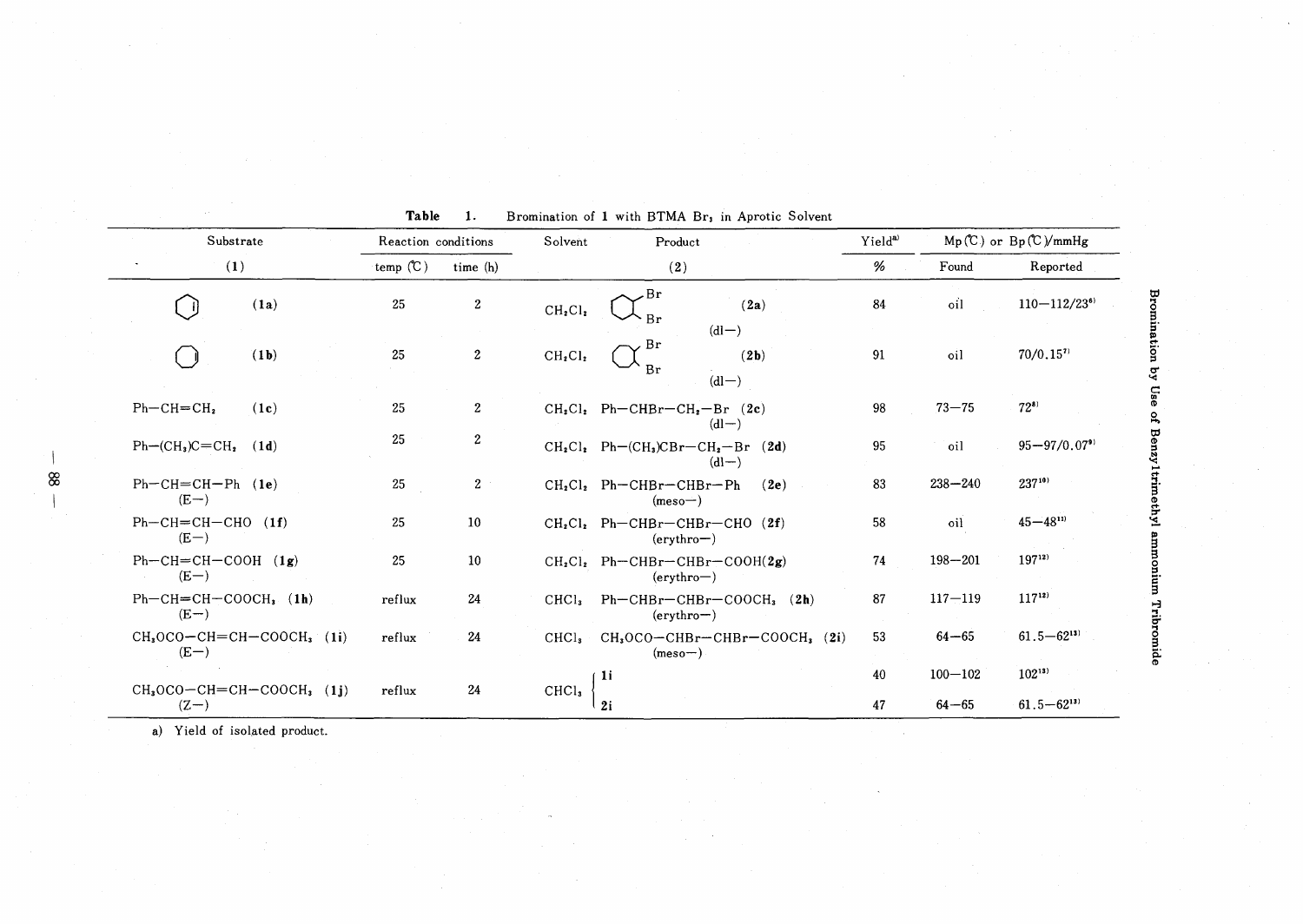**Table 1.** Bromination of **1** with BTMA $Br_3$ in Aprotic Solvent

| Substrate | Reaction conditions | | Solvent | Product | Yield[a] | Mp (℃) or Bp (℃)/mmHg | |
|---|---|---|---|---|---|---|---|
| (**1**) | temp (℃) | time (h) | | (**2**) | % | Found | Reported |
| Cyclohexene (**1a**) | 25 | 2 | $CH_2Cl_2$ | 1,2-Dibromocyclohexane (**2a**) (dl−) | 84 | oil | 110−112/23[6] |
| Cycloheptene (**1b**) | 25 | 2 | $CH_2Cl_2$ | 1,2-Dibromocycloheptane (**2b**) (dl−) | 91 | oil | 70/0.15[7] |
| Ph−CH=$CH_2$ (**1c**) | 25 | 2 | $CH_2Cl_2$ | Ph−CHBr−$CH_2$−Br (**2c**) (dl−) | 98 | 73−75 | 72[8] |
| Ph−($CH_3$)C=$CH_2$ (**1d**) | 25 | 2 | $CH_2Cl_2$ | Ph−($CH_3$)CBr−$CH_2$−Br (**2d**) (dl−) | 95 | oil | 95−97/0.07[9] |
| Ph−CH=CH−Ph (**1e**) (E−) | 25 | 2 | $CH_2Cl_2$ | Ph−CHBr−CHBr−Ph (**2e**) (meso−) | 83 | 238−240 | 237[10] |
| Ph−CH=CH−CHO (**1f**) (E−) | 25 | 10 | $CH_2Cl_2$ | Ph−CHBr−CHBr−CHO (**2f**) (erythro−) | 58 | oil | 45−48[11] |
| Ph−CH=CH−COOH (**1g**) (E−) | 25 | 10 | $CH_2Cl_2$ | Ph−CHBr−CHBr−COOH (**2g**) (erythro−) | 74 | 198−201 | 197[12] |
| Ph−CH=CH−$COOCH_3$ (**1h**) (E−) | reflux | 24 | $CHCl_3$ | Ph−CHBr−CHBr−$COOCH_3$ (**2h**) (erythro−) | 87 | 117−119 | 117[12] |
| $CH_3OCO$−CH=CH−$COOCH_3$ (**1i**) (E−) | reflux | 24 | $CHCl_3$ | $CH_3OCO$−CHBr−CHBr−$COOCH_3$ (**2i**) (meso−) | 53 | 64−65 | 61.5−62[13] |
| $CH_3OCO$−CH=CH−$COOCH_3$ (**1j**) (Z−) | reflux | 24 | $CHCl_3$ | **1i** | 40 | 100−102 | 102[13] |
| | | | | **2i** | 47 | 64−65 | 61.5−62[13] |

a) Yield of isolated product.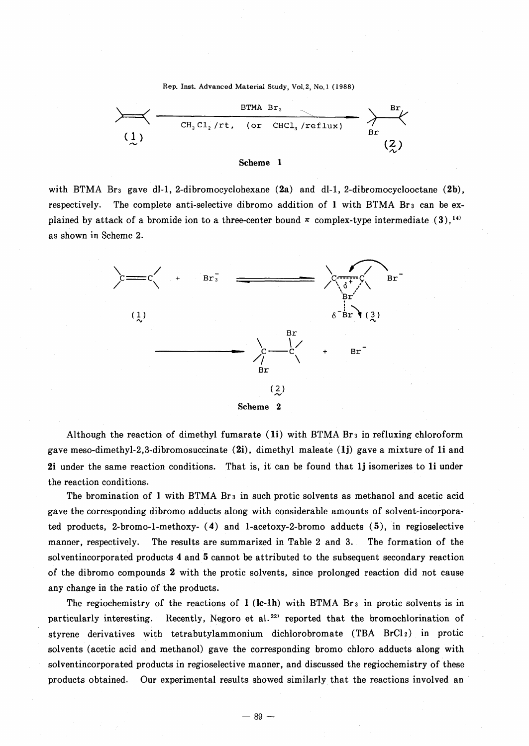Scheme 1

with BTMA $Br_3$ gave dl-1, 2-dibromocyclohexane (**2a**) and dl-1, 2-dibromocyclooctane (**2b**), respectively. The complete anti-selective dibromo addition of **1** with BTMA $Br_3$ can be explained by attack of a bromide ion to a three-center bound $\pi$ complex-type intermediate (**3**),[14] as shown in Scheme 2.

Scheme 2

Although the reaction of dimethyl fumarate (**1i**) with BTMA $Br_3$ in refluxing chloroform gave meso-dimethyl-2,3-dibromosuccinate (**2i**), dimethyl maleate (**1j**) gave a mixture of **1i** and **2i** under the same reaction conditions. That is, it can be found that **1j** isomerizes to **1i** under the reaction conditions.

The bromination of **1** with BTMA $Br_3$ in such protic solvents as methanol and acetic acid gave the corresponding dibromo adducts along with considerable amounts of solvent-incorporated products, 2-bromo-1-methoxy- (**4**) and 1-acetoxy-2-bromo adducts (**5**), in regioselective manner, respectively. The results are summarized in Table 2 and 3. The formation of the solventincorporated products **4** and **5** cannot be attributed to the subsequent secondary reaction of the dibromo compounds **2** with the protic solvents, since prolonged reaction did not cause any change in the ratio of the products.

The regiochemistry of the reactions of **1** (**1c-1h**) with BTMA $Br_3$ in protic solvents is in particularly interesting. Recently, Negoro et al.[22] reported that the bromochlorination of styrene derivatives with tetrabutylammonium dichlorobromate (TBA $BrCl_2$) in protic solvents (acetic acid and methanol) gave the corresponding bromo chloro adducts along with solventincorporated products in regioselective manner, and discussed the regiochemistry of these products obtained. Our experimental results showed similarly that the reactions involved an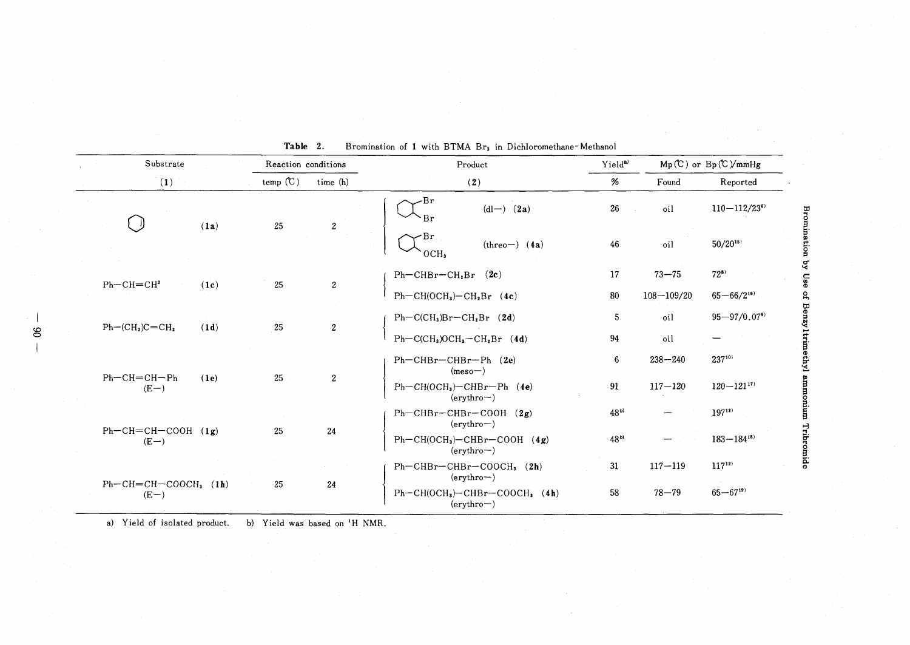**Table 2.** Bromination of **1** with BTMA $Br_3$ in Dichloromethane-Methanol

| Substrate | | Reaction conditions | | Product | Yield[a)] | Mp (℃) or Bp (℃)/mmHg | |
|---|---|---|---|---|---|---|---|
| (**1**) | | temp (℃) | time (h) | (**2**) | % | Found | Reported |
| cyclohexene | (**1a**) | 25 | 2 | 1,2-dibromocyclohexane (dl−) (**2a**) | 26 | oil | 110−112/23[6)] |
| | | | | 1-bromo-2-methoxycyclohexane (threo−) (**4a**) | 46 | oil | 50/20[15)] |
| $Ph-CH=CH_2$ | (**1c**) | 25 | 2 | $Ph-CHBr-CH_2Br$ (**2c**) | 17 | 73−75 | 72[8)] |
| | | | | $Ph-CH(OCH_3)-CH_2Br$ (**4c**) | 80 | 108−109/20 | 65−66/2[16)] |
| $Ph-(CH_3)C=CH_2$ | (**1d**) | 25 | 2 | $Ph-C(CH_3)Br-CH_2Br$ (**2d**) | 5 | oil | 95−97/0.07[9)] |
| | | | | $Ph-C(CH_3)OCH_3-CH_2Br$ (**4d**) | 94 | oil | — |
| $Ph-CH=CH-Ph$ (E−) | (**1e**) | 25 | 2 | $Ph-CHBr-CHBr-Ph$ (**2e**) (meso−) | 6 | 238−240 | 237[10)] |
| | | | | $Ph-CH(OCH_3)-CHBr-Ph$ (**4e**) (erythro−) | 91 | 117−120 | 120−121[17)] |
| $Ph-CH=CH-COOH$ (E−) | (**1g**) | 25 | 24 | $Ph-CHBr-CHBr-COOH$ (**2g**) (erythro−) | 48[b)] | — | 197[12)] |
| | | | | $Ph-CH(OCH_3)-CHBr-COOH$ (**4g**) (erythro−) | 48[b)] | — | 183−184[18)] |
| $Ph-CH=CH-COOCH_3$ (E−) | (**1h**) | 25 | 24 | $Ph-CHBr-CHBr-COOCH_3$ (**2h**) (erythro−) | 31 | 117−119 | 117[12)] |
| | | | | $Ph-CH(OCH_3)-CHBr-COOCH_3$ (**4h**) (erythro−) | 58 | 78−79 | 65−67[19)] |

a) Yield of isolated product. b) Yield was based on $^1H$ NMR.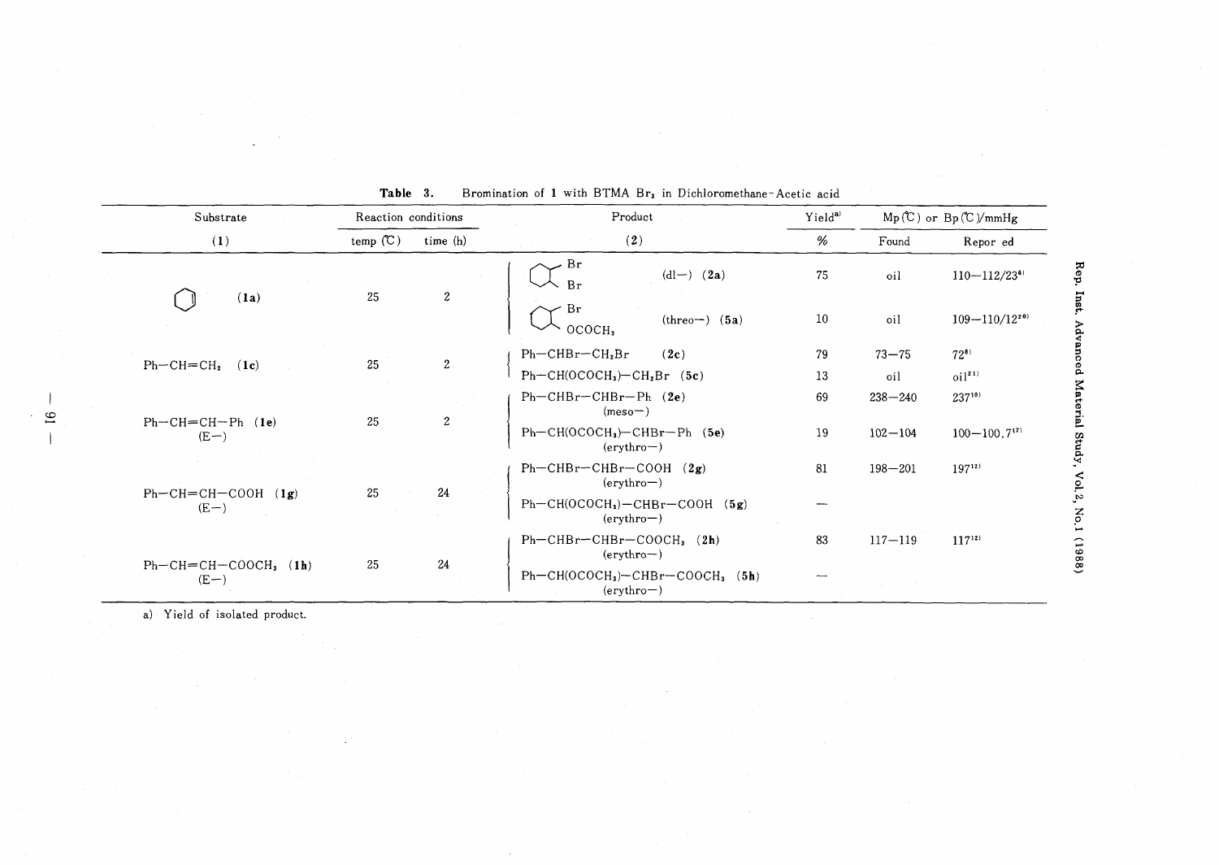**Table 3.** Bromination of **1** with BTMA $Br_3$ in Dichloromethane-Acetic acid

| Substrate | Reaction conditions | | Product | Yield[a] | Mp (℃) or Bp (℃)/mmHg | |
|---|---|---|---|---|---|---|
| (**1**) | temp (℃) | time (h) | (**2**) | % | Found | Repor ed |
| Cyclohexene (**1a**) | 25 | 2 | 1,2-Dibromocyclohexane (dl−) (**2a**) | 75 | oil | 110−112/23[6] |
| | | | 2-Bromocyclohexyl acetate ($OCOCH_3$) (threo−) (**5a**) | 10 | oil | 109−110/12[20] |
| $Ph-CH=CH_2$ (**1c**) | 25 | 2 | $Ph-CHBr-CH_2Br$ (**2c**) | 79 | 73−75 | 72[8] |
| | | | $Ph-CH(OCOCH_3)-CH_2Br$ (**5c**) | 13 | oil | oil[21] |
| $Ph-CH=CH-Ph$ (**1e**) (E−) | 25 | 2 | $Ph-CHBr-CHBr-Ph$ (**2e**) (meso−) | 69 | 238−240 | 237[10] |
| | | | $Ph-CH(OCOCH_3)-CHBr-Ph$ (**5e**) (erythro−) | 19 | 102−104 | 100−100.7[17] |
| $Ph-CH=CH-COOH$ (**1g**) (E−) | 25 | 24 | $Ph-CHBr-CHBr-COOH$ (**2g**) (erythro−) | 81 | 198−201 | 197[12] |
| | | | $Ph-CH(OCOCH_3)-CHBr-COOH$ (**5g**) (erythro−) | — | | |
| $Ph-CH=CH-COOCH_3$ (**1h**) (E−) | 25 | 24 | $Ph-CHBr-CHBr-COOCH_3$ (**2h**) (erythro−) | 83 | 117−119 | 117[12] |
| | | | $Ph-CH(OCOCH_3)-CHBr-COOCH_3$ (**5h**) (erythro−) | — | | |

a) Yield of isolated product.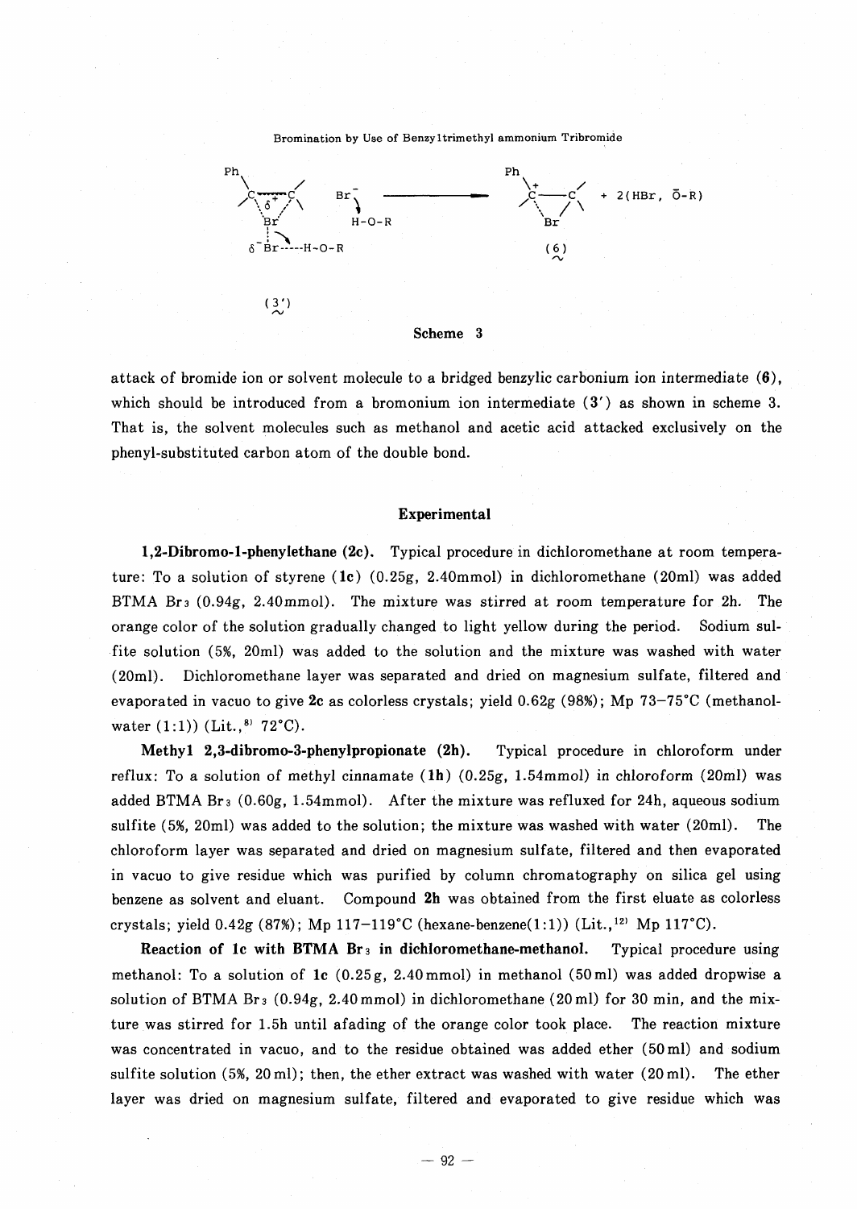Scheme 3

attack of bromide ion or solvent molecule to a bridged benzylic carbonium ion intermediate (**6**), which should be introduced from a bromonium ion intermediate (**3'**) as shown in scheme 3. That is, the solvent molecules such as methanol and acetic acid attacked exclusively on the phenyl-substituted carbon atom of the double bond.

## Experimental

**1,2-Dibromo-1-phenylethane (2c).** Typical procedure in dichloromethane at room temperature: To a solution of styrene (**1c**) (0.25g, 2.40mmol) in dichloromethane (20ml) was added BTMA $Br_3$ (0.94g, 2.40mmol). The mixture was stirred at room temperature for 2h. The orange color of the solution gradually changed to light yellow during the period. Sodium sulfite solution (5%, 20ml) was added to the solution and the mixture was washed with water (20ml). Dichloromethane layer was separated and dried on magnesium sulfate, filtered and evaporated in vacuo to give **2c** as colorless crystals; yield 0.62g (98%); Mp 73–75°C (methanol-water (1:1)) (Lit.,[8] 72°C).

**Methyl 2,3-dibromo-3-phenylpropionate (2h).** Typical procedure in chloroform under reflux: To a solution of methyl cinnamate (**1h**) (0.25g, 1.54mmol) in chloroform (20ml) was added BTMA $Br_3$ (0.60g, 1.54mmol). After the mixture was refluxed for 24h, aqueous sodium sulfite (5%, 20ml) was added to the solution; the mixture was washed with water (20ml). The chloroform layer was separated and dried on magnesium sulfate, filtered and then evaporated in vacuo to give residue which was purified by column chromatography on silica gel using benzene as solvent and eluant. Compound **2h** was obtained from the first eluate as colorless crystals; yield 0.42g (87%); Mp 117–119°C (hexane-benzene(1:1)) (Lit.,[12] Mp 117°C).

**Reaction of 1c with BTMA $Br_3$ in dichloromethane-methanol.** Typical procedure using methanol: To a solution of **1c** (0.25g, 2.40mmol) in methanol (50ml) was added dropwise a solution of BTMA $Br_3$ (0.94g, 2.40mmol) in dichloromethane (20ml) for 30 min, and the mixture was stirred for 1.5h until afading of the orange color took place. The reaction mixture was concentrated in vacuo, and to the residue obtained was added ether (50ml) and sodium sulfite solution (5%, 20ml); then, the ether extract was washed with water (20ml). The ether layer was dried on magnesium sulfate, filtered and evaporated to give residue which was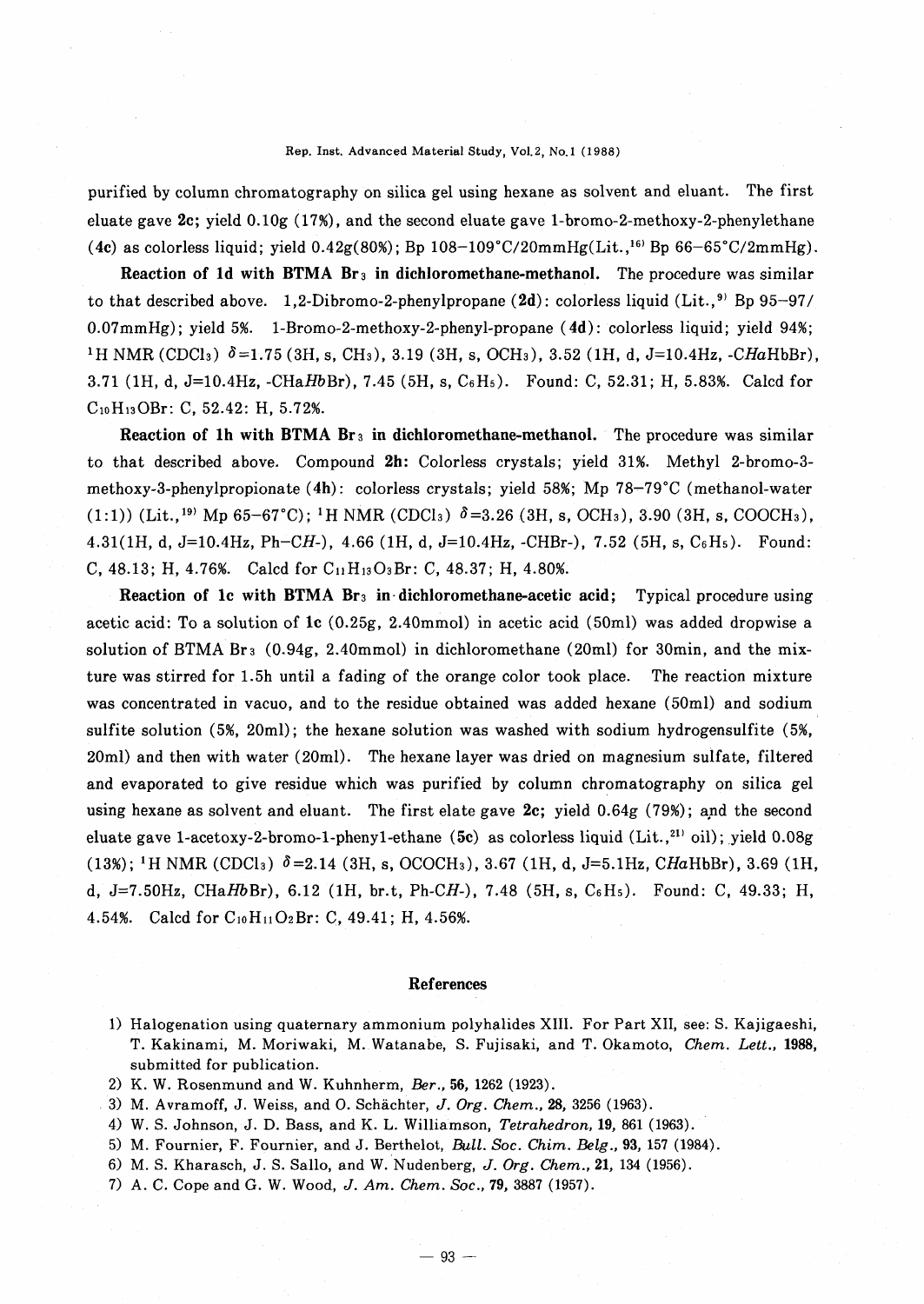purified by column chromatography on silica gel using hexane as solvent and eluant. The first eluate gave **2c**; yield 0.10g (17%), and the second eluate gave 1-bromo-2-methoxy-2-phenylethane (**4c**) as colorless liquid; yield 0.42g(80%); Bp 108–109°C/20mmHg(Lit.,[16] Bp 66–65°C/2mmHg).

**Reaction of 1d with BTMA $Br_3$ in dichloromethane-methanol.** The procedure was similar to that described above. 1,2-Dibromo-2-phenylpropane (**2d**): colorless liquid (Lit.,[9] Bp 95–97/0.07mmHg); yield 5%. 1-Bromo-2-methoxy-2-phenyl-propane (**4d**): colorless liquid; yield 94%; $^1H$ NMR ($CDCl_3$) $\delta$=1.75 (3H, s, $CH_3$), 3.19 (3H, s, $OCH_3$), 3.52 (1H, d, J=10.4Hz, -C*Ha*HbBr), 3.71 (1H, d, J=10.4Hz, -CHa*Hb*Br), 7.45 (5H, s, $C_6H_5$). Found: C, 52.31; H, 5.83%. Calcd for $C_{10}H_{13}OBr$: C, 52.42: H, 5.72%.

**Reaction of 1h with BTMA $Br_3$ in dichloromethane-methanol.** The procedure was similar to that described above. Compound **2h**: Colorless crystals; yield 31%. Methyl 2-bromo-3-methoxy-3-phenylpropionate (**4h**): colorless crystals; yield 58%; Mp 78–79°C (methanol-water (1:1)) (Lit.,[19] Mp 65–67°C); $^1H$ NMR ($CDCl_3$) $\delta$=3.26 (3H, s, $OCH_3$), 3.90 (3H, s, $COOCH_3$), 4.31(1H, d, J=10.4Hz, Ph–C*H*-), 4.66 (1H, d, J=10.4Hz, -CHBr-), 7.52 (5H, s, $C_6H_5$). Found: C, 48.13; H, 4.76%. Calcd for $C_{11}H_{13}O_3Br$: C, 48.37; H, 4.80%.

**Reaction of 1c with BTMA $Br_3$ in dichloromethane-acetic acid;** Typical procedure using acetic acid: To a solution of **1c** (0.25g, 2.40mmol) in acetic acid (50ml) was added dropwise a solution of BTMA $Br_3$ (0.94g, 2.40mmol) in dichloromethane (20ml) for 30min, and the mixture was stirred for 1.5h until a fading of the orange color took place. The reaction mixture was concentrated in vacuo, and to the residue obtained was added hexane (50ml) and sodium sulfite solution (5%, 20ml); the hexane solution was washed with sodium hydrogensulfite (5%, 20ml) and then with water (20ml). The hexane layer was dried on magnesium sulfate, filtered and evaporated to give residue which was purified by column chromatography on silica gel using hexane as solvent and eluant. The first elate gave **2c**; yield 0.64g (79%); and the second eluate gave 1-acetoxy-2-bromo-1-phenyl-ethane (**5c**) as colorless liquid (Lit.,[21] oil); yield 0.08g (13%); $^1H$ NMR ($CDCl_3$) $\delta$=2.14 (3H, s, $OCOCH_3$), 3.67 (1H, d, J=5.1Hz, C*Ha*HbBr), 3.69 (1H, d, J=7.50Hz, CHa*Hb*Br), 6.12 (1H, br.t, Ph-C*H*-), 7.48 (5H, s, $C_6H_5$). Found: C, 49.33; H, 4.54%. Calcd for $C_{10}H_{11}O_2Br$: C, 49.41; H, 4.56%.

## References

1) Halogenation using quaternary ammonium polyhalides XIII. For Part XII, see: S. Kajigaeshi, T. Kakinami, M. Moriwaki, M. Watanabe, S. Fujisaki, and T. Okamoto, *Chem. Lett.*, **1988**, submitted for publication.
2) K. W. Rosenmund and W. Kuhnherm, *Ber.*, **56**, 1262 (1923).
3) M. Avramoff, J. Weiss, and O. Schächter, *J. Org. Chem.*, **28**, 3256 (1963).
4) W. S. Johnson, J. D. Bass, and K. L. Williamson, *Tetrahedron*, **19**, 861 (1963).
5) M. Fournier, F. Fournier, and J. Berthelot, *Bull. Soc. Chim. Belg.*, **93**, 157 (1984).
6) M. S. Kharasch, J. S. Sallo, and W. Nudenberg, *J. Org. Chem.*, **21**, 134 (1956).
7) A. C. Cope and G. W. Wood, *J. Am. Chem. Soc.*, **79**, 3887 (1957).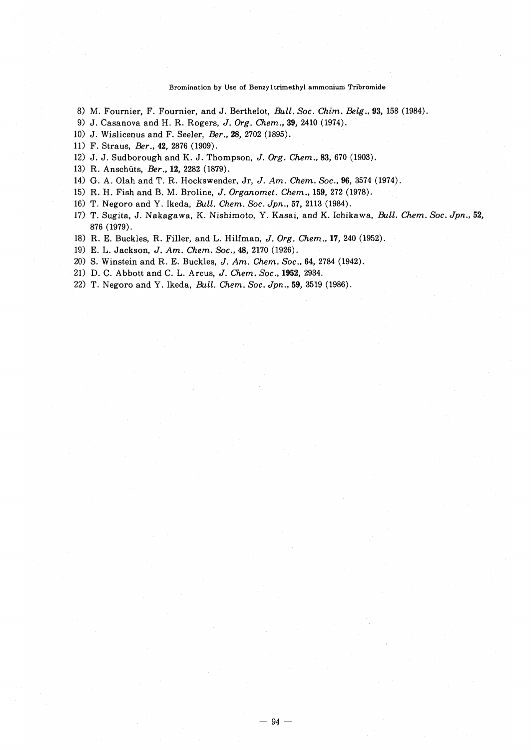8) M. Fournier, F. Fournier, and J. Berthelot, *Bull. Soc. Chim. Belg.*, **93**, 158 (1984).
9) J. Casanova and H. R. Rogers, *J. Org. Chem.*, **39**, 2410 (1974).
10) J. Wislicenus and F. Seeler, *Ber.*, **28**, 2702 (1895).
11) F. Straus, *Ber.*, **42**, 2876 (1909).
12) J. J. Sudborough and K. J. Thompson, *J. Org. Chem.*, **83**, 670 (1903).
13) R. Anschüts, *Ber.*, **12**, 2282 (1879).
14) G. A. Olah and T. R. Hockswender, Jr, *J. Am. Chem. Soc.*, **96**, 3574 (1974).
15) R. H. Fish and B. M. Broline, *J. Organomet. Chem.*, **159**, 272 (1978).
16) T. Negoro and Y. Ikeda, *Bull. Chem. Soc. Jpn.*, **57**, 2113 (1984).
17) T. Sugita, J. Nakagawa, K. Nishimoto, Y. Kasai, and K. Ichikawa, *Bull. Chem. Soc. Jpn.*, **52**, 876 (1979).
18) R. E. Buckles, R. Filler, and L. Hilfman, *J. Org. Chem.*, **17**, 240 (1952).
19) E. L. Jackson, *J. Am. Chem. Soc.*, **48**, 2170 (1926).
20) S. Winstein and R. E. Buckles, *J. Am. Chem. Soc.*, **64**, 2784 (1942).
21) D. C. Abbott and C. L. Arcus, *J. Chem. Soc.*, **1952**, 2934.
22) T. Negoro and Y. Ikeda, *Bull. Chem. Soc. Jpn.*, **59**, 3519 (1986).